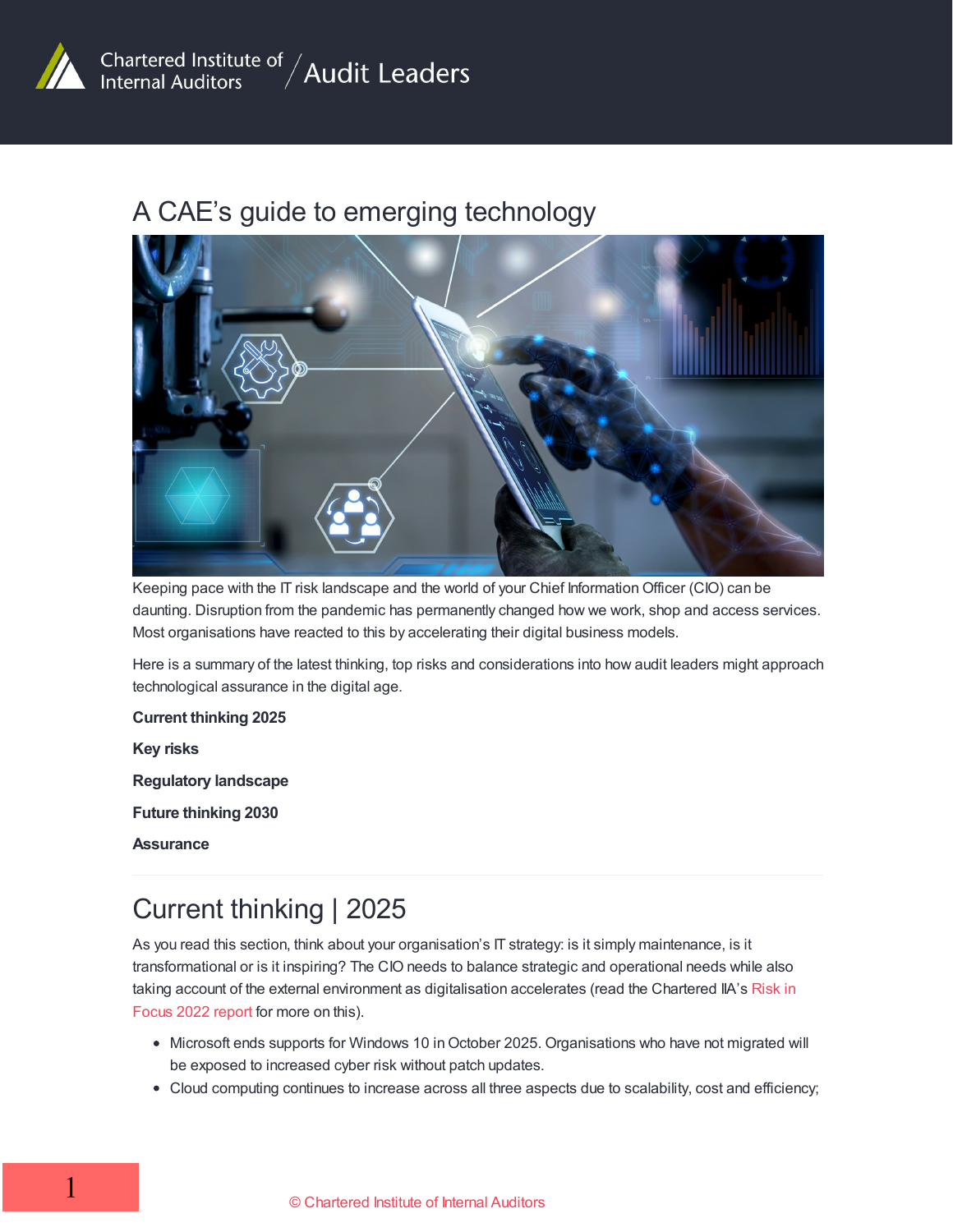Chartered Institute of Internal Auditors / Audit Leaders

# A CAE's guide to emerging technology

Keeping pace with the IT risk landscape and the world of your Chief Information Officer (CIO) can be daunting. Disruption from the pandemic has permanently changed how we work, shop and access services. Most organisations have reacted to this by accelerating their digital business models.

Here is a summary of the latest thinking, top risks and considerations into how audit leaders might approach technological assurance in the digital age.

**Current thinking 2025**

**Key risks**

**Regulatory landscape**

**Future thinking 2030**

**Assurance**

---

## Current thinking | 2025

As you read this section, think about your organisation's IT strategy: is it simply maintenance, is it transformational or is it inspiring? The CIO needs to balance strategic and operational needs while also taking account of the external environment as digitalisation accelerates (read the Chartered IIA's Risk in Focus 2022 report for more on this).

- Microsoft ends supports for Windows 10 in October 2025. Organisations who have not migrated will be exposed to increased cyber risk without patch updates.
- Cloud computing continues to increase across all three aspects due to scalability, cost and efficiency;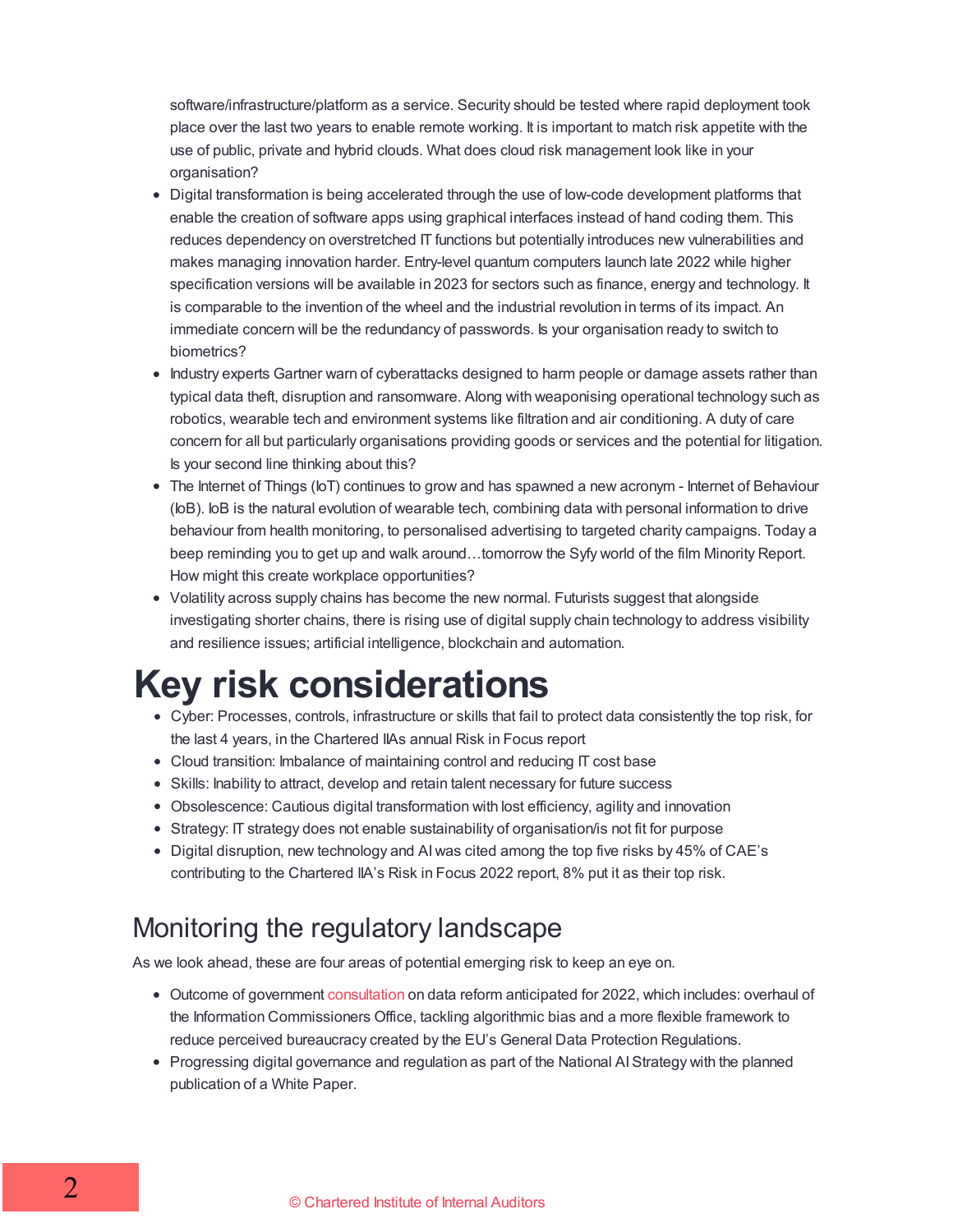software/infrastructure/platform as a service. Security should be tested where rapid deployment took place over the last two years to enable remote working. It is important to match risk appetite with the use of public, private and hybrid clouds. What does cloud risk management look like in your organisation?

- Digital transformation is being accelerated through the use of low-code development platforms that enable the creation of software apps using graphical interfaces instead of hand coding them. This reduces dependency on overstretched IT functions but potentially introduces new vulnerabilities and makes managing innovation harder. Entry-level quantum computers launch late 2022 while higher specification versions will be available in 2023 for sectors such as finance, energy and technology. It is comparable to the invention of the wheel and the industrial revolution in terms of its impact. An immediate concern will be the redundancy of passwords. Is your organisation ready to switch to biometrics?
- Industry experts Gartner warn of cyberattacks designed to harm people or damage assets rather than typical data theft, disruption and ransomware. Along with weaponising operational technology such as robotics, wearable tech and environment systems like filtration and air conditioning. A duty of care concern for all but particularly organisations providing goods or services and the potential for litigation. Is your second line thinking about this?
- The Internet of Things (IoT) continues to grow and has spawned a new acronym - Internet of Behaviour (IoB). IoB is the natural evolution of wearable tech, combining data with personal information to drive behaviour from health monitoring, to personalised advertising to targeted charity campaigns. Today a beep reminding you to get up and walk around…tomorrow the Syfy world of the film Minority Report. How might this create workplace opportunities?
- Volatility across supply chains has become the new normal. Futurists suggest that alongside investigating shorter chains, there is rising use of digital supply chain technology to address visibility and resilience issues; artificial intelligence, blockchain and automation.

# Key risk considerations

- Cyber: Processes, controls, infrastructure or skills that fail to protect data consistently the top risk, for the last 4 years, in the Chartered IIAs annual Risk in Focus report
- Cloud transition: Imbalance of maintaining control and reducing IT cost base
- Skills: Inability to attract, develop and retain talent necessary for future success
- Obsolescence: Cautious digital transformation with lost efficiency, agility and innovation
- Strategy: IT strategy does not enable sustainability of organisation/is not fit for purpose
- Digital disruption, new technology and AI was cited among the top five risks by 45% of CAE's contributing to the Chartered IIA's Risk in Focus 2022 report, 8% put it as their top risk.

## Monitoring the regulatory landscape

As we look ahead, these are four areas of potential emerging risk to keep an eye on.

- Outcome of government consultation on data reform anticipated for 2022, which includes: overhaul of the Information Commissioners Office, tackling algorithmic bias and a more flexible framework to reduce perceived bureaucracy created by the EU's General Data Protection Regulations.
- Progressing digital governance and regulation as part of the National AI Strategy with the planned publication of a White Paper.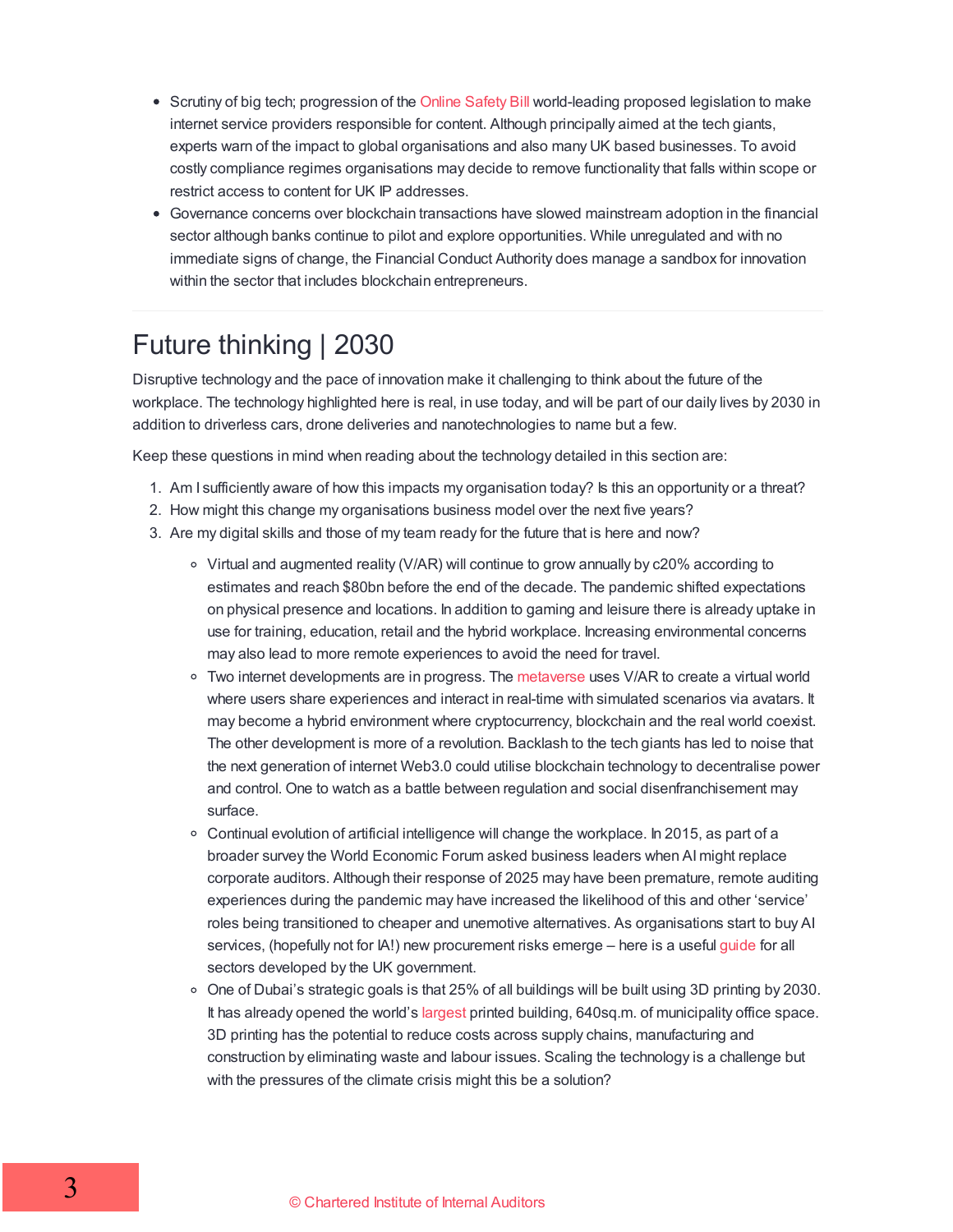- Scrutiny of big tech; progression of the Online Safety Bill world-leading proposed legislation to make internet service providers responsible for content. Although principally aimed at the tech giants, experts warn of the impact to global organisations and also many UK based businesses. To avoid costly compliance regimes organisations may decide to remove functionality that falls within scope or restrict access to content for UK IP addresses.
- Governance concerns over blockchain transactions have slowed mainstream adoption in the financial sector although banks continue to pilot and explore opportunities. While unregulated and with no immediate signs of change, the Financial Conduct Authority does manage a sandbox for innovation within the sector that includes blockchain entrepreneurs.

---

# Future thinking | 2030

Disruptive technology and the pace of innovation make it challenging to think about the future of the workplace. The technology highlighted here is real, in use today, and will be part of our daily lives by 2030 in addition to driverless cars, drone deliveries and nanotechnologies to name but a few.

Keep these questions in mind when reading about the technology detailed in this section are:

1. Am I sufficiently aware of how this impacts my organisation today? Is this an opportunity or a threat?
2. How might this change my organisations business model over the next five years?
3. Are my digital skills and those of my team ready for the future that is here and now?

    - Virtual and augmented reality (V/AR) will continue to grow annually by c20% according to estimates and reach $80bn before the end of the decade. The pandemic shifted expectations on physical presence and locations. In addition to gaming and leisure there is already uptake in use for training, education, retail and the hybrid workplace. Increasing environmental concerns may also lead to more remote experiences to avoid the need for travel.
    - Two internet developments are in progress. The metaverse uses V/AR to create a virtual world where users share experiences and interact in real-time with simulated scenarios via avatars. It may become a hybrid environment where cryptocurrency, blockchain and the real world coexist. The other development is more of a revolution. Backlash to the tech giants has led to noise that the next generation of internet Web3.0 could utilise blockchain technology to decentralise power and control. One to watch as a battle between regulation and social disenfranchisement may surface.
    - Continual evolution of artificial intelligence will change the workplace. In 2015, as part of a broader survey the World Economic Forum asked business leaders when AI might replace corporate auditors. Although their response of 2025 may have been premature, remote auditing experiences during the pandemic may have increased the likelihood of this and other 'service' roles being transitioned to cheaper and unemotive alternatives. As organisations start to buy AI services, (hopefully not for IA!) new procurement risks emerge – here is a useful guide for all sectors developed by the UK government.
    - One of Dubai's strategic goals is that 25% of all buildings will be built using 3D printing by 2030. It has already opened the world's largest printed building, 640sq.m. of municipality office space. 3D printing has the potential to reduce costs across supply chains, manufacturing and construction by eliminating waste and labour issues. Scaling the technology is a challenge but with the pressures of the climate crisis might this be a solution?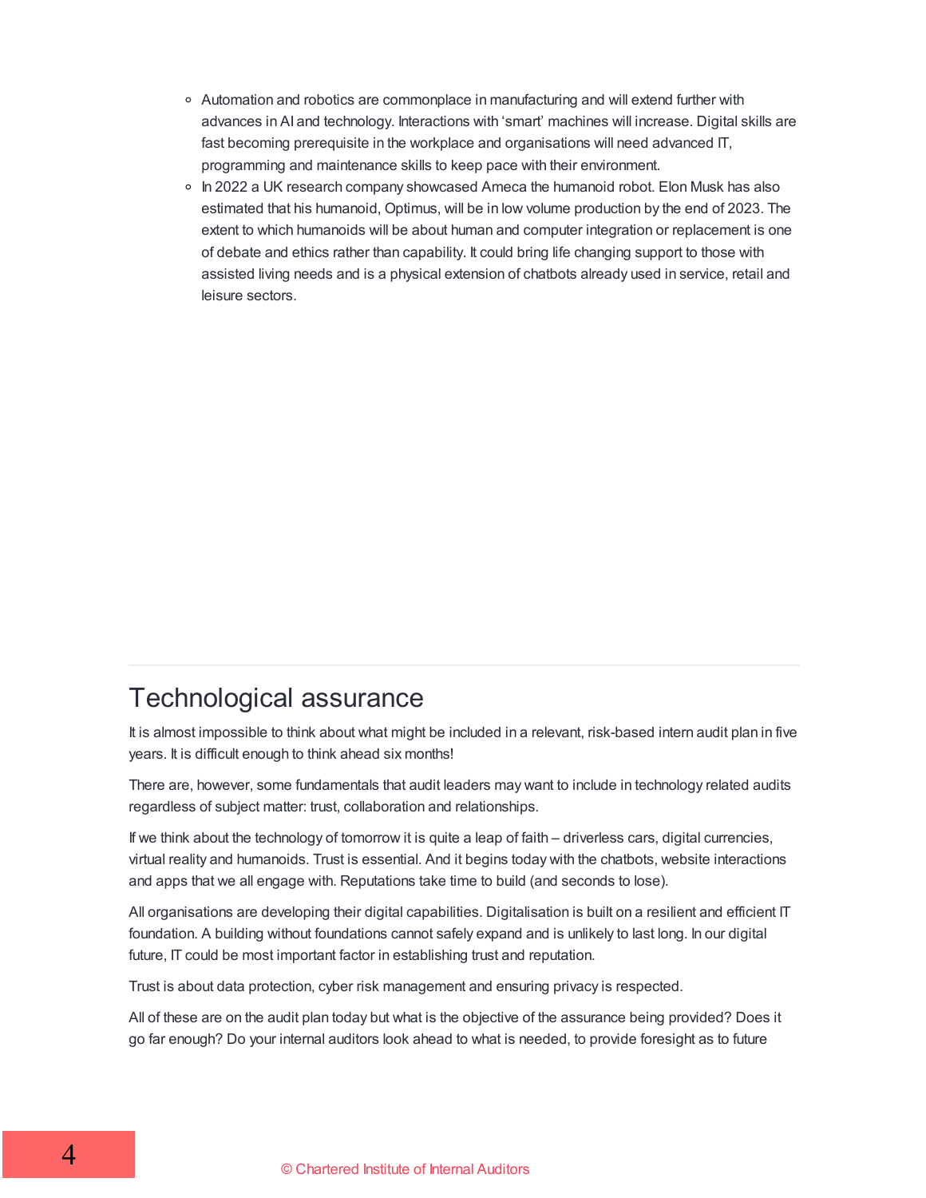- Automation and robotics are commonplace in manufacturing and will extend further with advances in AI and technology. Interactions with 'smart' machines will increase. Digital skills are fast becoming prerequisite in the workplace and organisations will need advanced IT, programming and maintenance skills to keep pace with their environment.
- In 2022 a UK research company showcased Ameca the humanoid robot. Elon Musk has also estimated that his humanoid, Optimus, will be in low volume production by the end of 2023. The extent to which humanoids will be about human and computer integration or replacement is one of debate and ethics rather than capability. It could bring life changing support to those with assisted living needs and is a physical extension of chatbots already used in service, retail and leisure sectors.

---

## Technological assurance

It is almost impossible to think about what might be included in a relevant, risk-based intern audit plan in five years. It is difficult enough to think ahead six months!

There are, however, some fundamentals that audit leaders may want to include in technology related audits regardless of subject matter: trust, collaboration and relationships.

If we think about the technology of tomorrow it is quite a leap of faith – driverless cars, digital currencies, virtual reality and humanoids. Trust is essential. And it begins today with the chatbots, website interactions and apps that we all engage with. Reputations take time to build (and seconds to lose).

All organisations are developing their digital capabilities. Digitalisation is built on a resilient and efficient IT foundation. A building without foundations cannot safely expand and is unlikely to last long. In our digital future, IT could be most important factor in establishing trust and reputation.

Trust is about data protection, cyber risk management and ensuring privacy is respected.

All of these are on the audit plan today but what is the objective of the assurance being provided? Does it go far enough? Do your internal auditors look ahead to what is needed, to provide foresight as to future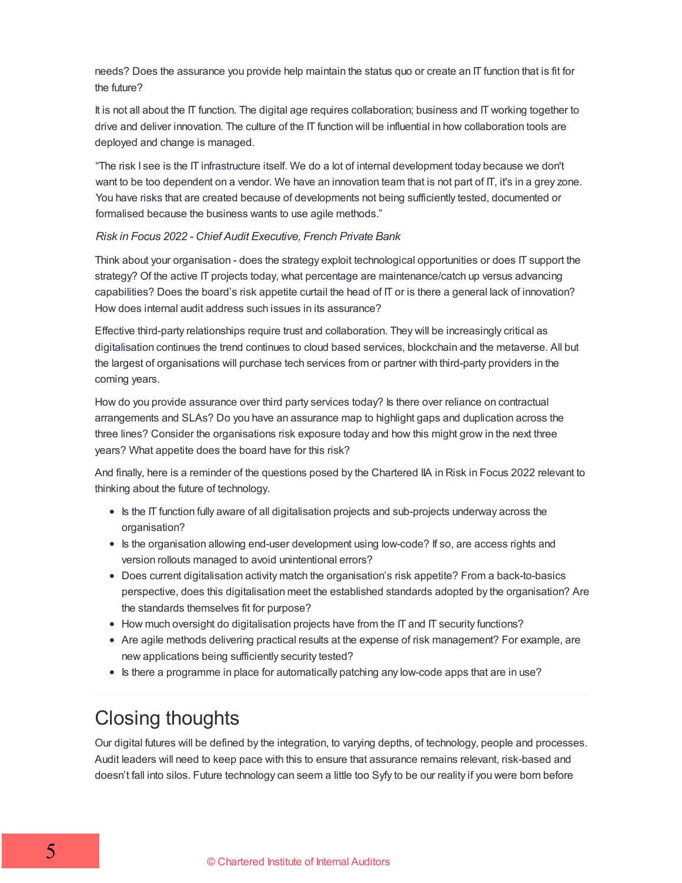needs? Does the assurance you provide help maintain the status quo or create an IT function that is fit for the future?

It is not all about the IT function. The digital age requires collaboration; business and IT working together to drive and deliver innovation. The culture of the IT function will be influential in how collaboration tools are deployed and change is managed.

"The risk I see is the IT infrastructure itself. We do a lot of internal development today because we don't want to be too dependent on a vendor. We have an innovation team that is not part of IT, it's in a grey zone. You have risks that are created because of developments not being sufficiently tested, documented or formalised because the business wants to use agile methods."

*Risk in Focus 2022 - Chief Audit Executive, French Private Bank*

Think about your organisation - does the strategy exploit technological opportunities or does IT support the strategy? Of the active IT projects today, what percentage are maintenance/catch up versus advancing capabilities? Does the board's risk appetite curtail the head of IT or is there a general lack of innovation? How does internal audit address such issues in its assurance?

Effective third-party relationships require trust and collaboration. They will be increasingly critical as digitalisation continues the trend continues to cloud based services, blockchain and the metaverse. All but the largest of organisations will purchase tech services from or partner with third-party providers in the coming years.

How do you provide assurance over third party services today? Is there over reliance on contractual arrangements and SLAs? Do you have an assurance map to highlight gaps and duplication across the three lines? Consider the organisations risk exposure today and how this might grow in the next three years? What appetite does the board have for this risk?

And finally, here is a reminder of the questions posed by the Chartered IIA in Risk in Focus 2022 relevant to thinking about the future of technology.

- Is the IT function fully aware of all digitalisation projects and sub-projects underway across the organisation?
- Is the organisation allowing end-user development using low-code? If so, are access rights and version rollouts managed to avoid unintentional errors?
- Does current digitalisation activity match the organisation's risk appetite? From a back-to-basics perspective, does this digitalisation meet the established standards adopted by the organisation? Are the standards themselves fit for purpose?
- How much oversight do digitalisation projects have from the IT and IT security functions?
- Are agile methods delivering practical results at the expense of risk management? For example, are new applications being sufficiently security tested?
- Is there a programme in place for automatically patching any low-code apps that are in use?

---

## Closing thoughts

Our digital futures will be defined by the integration, to varying depths, of technology, people and processes. Audit leaders will need to keep pace with this to ensure that assurance remains relevant, risk-based and doesn't fall into silos. Future technology can seem a little too Syfy to be our reality if you were born before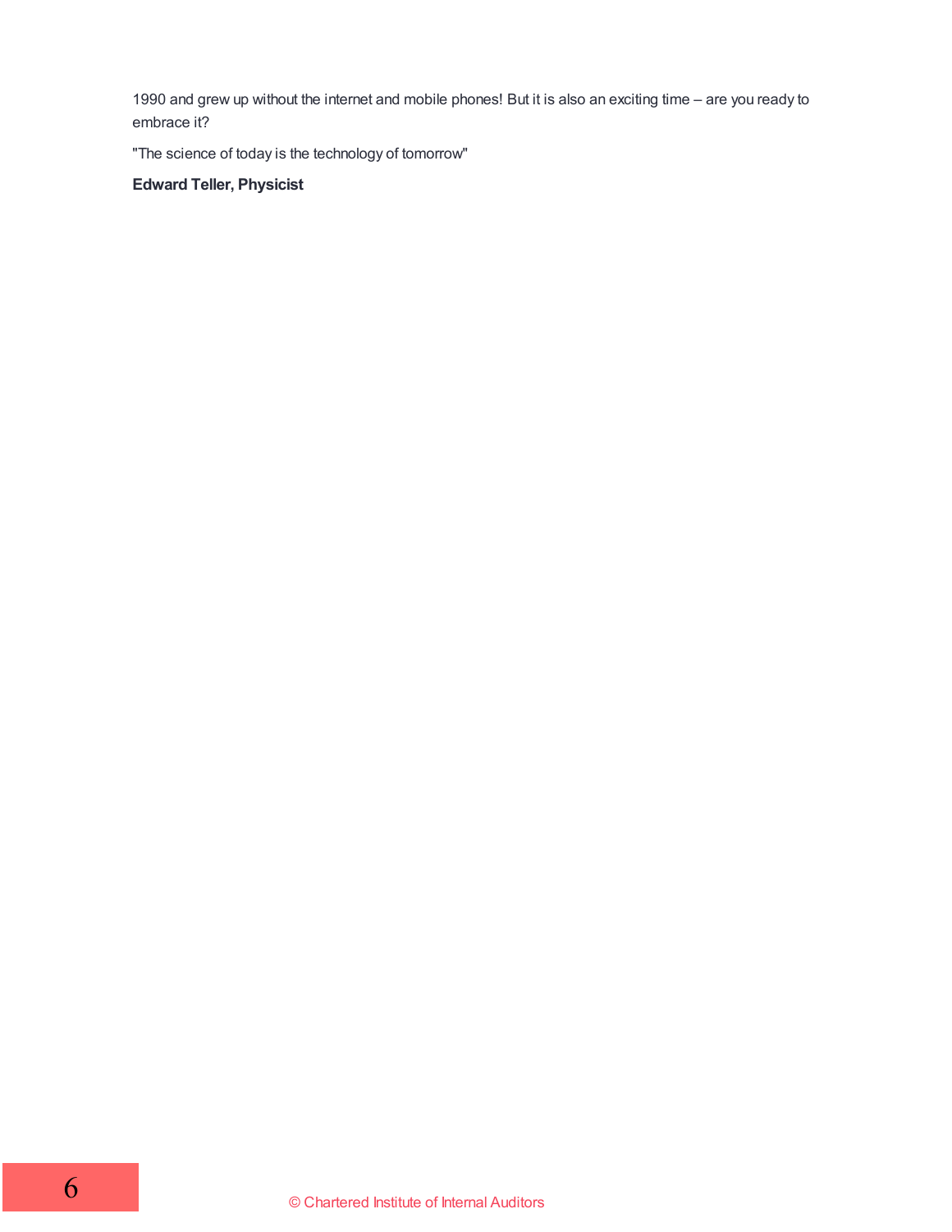1990 and grew up without the internet and mobile phones! But it is also an exciting time – are you ready to embrace it?

"The science of today is the technology of tomorrow"

**Edward Teller, Physicist**